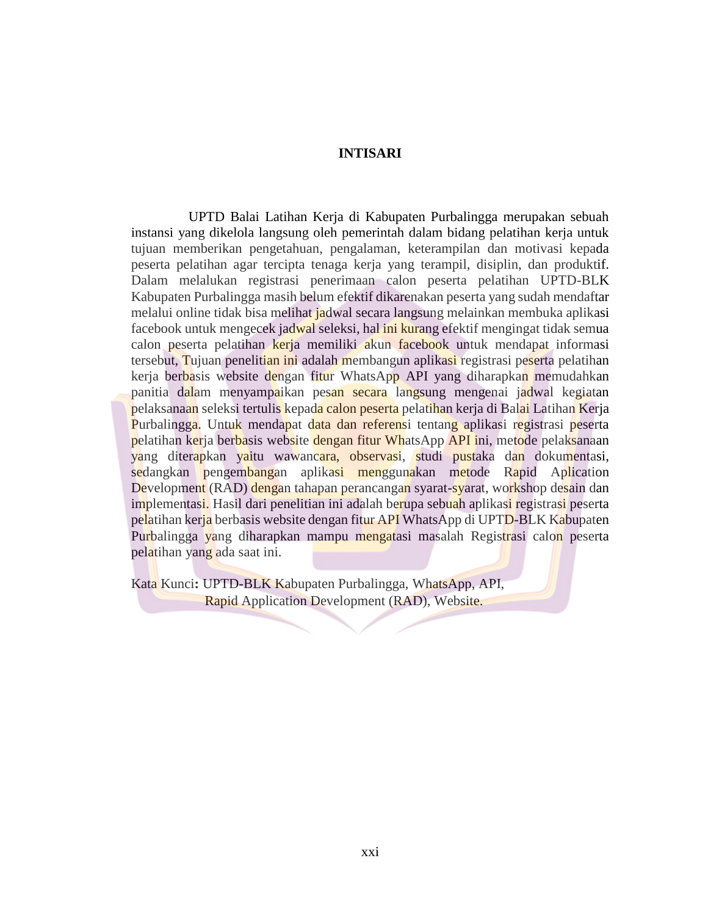# INTISARI

UPTD Balai Latihan Kerja di Kabupaten Purbalingga merupakan sebuah instansi yang dikelola langsung oleh pemerintah dalam bidang pelatihan kerja untuk tujuan memberikan pengetahuan, pengalaman, keterampilan dan motivasi kepada peserta pelatihan agar tercipta tenaga kerja yang terampil, disiplin, dan produktif. Dalam melalukan registrasi penerimaan calon peserta pelatihan UPTD-BLK Kabupaten Purbalingga masih belum efektif dikarenakan peserta yang sudah mendaftar melalui online tidak bisa melihat jadwal secara langsung melainkan membuka aplikasi facebook untuk mengecek jadwal seleksi, hal ini kurang efektif mengingat tidak semua calon peserta pelatihan kerja memiliki akun facebook untuk mendapat informasi tersebut, Tujuan penelitian ini adalah membangun aplikasi registrasi peserta pelatihan kerja berbasis website dengan fitur WhatsApp API yang diharapkan memudahkan panitia dalam menyampaikan pesan secara langsung mengenai jadwal kegiatan pelaksanaan seleksi tertulis kepada calon peserta pelatihan kerja di Balai Latihan Kerja Purbalingga. Untuk mendapat data dan referensi tentang aplikasi registrasi peserta pelatihan kerja berbasis website dengan fitur WhatsApp API ini, metode pelaksanaan yang diterapkan yaitu wawancara, observasi, studi pustaka dan dokumentasi, sedangkan pengembangan aplikasi menggunakan metode Rapid Aplication Development (RAD) dengan tahapan perancangan syarat-syarat, workshop desain dan implementasi. Hasil dari penelitian ini adalah berupa sebuah aplikasi registrasi peserta pelatihan kerja berbasis website dengan fitur API WhatsApp di UPTD-BLK Kabupaten Purbalingga yang diharapkan mampu mengatasi masalah Registrasi calon peserta pelatihan yang ada saat ini.

Kata Kunci**:** UPTD-BLK Kabupaten Purbalingga, WhatsApp, API, Rapid Application Development (RAD), Website.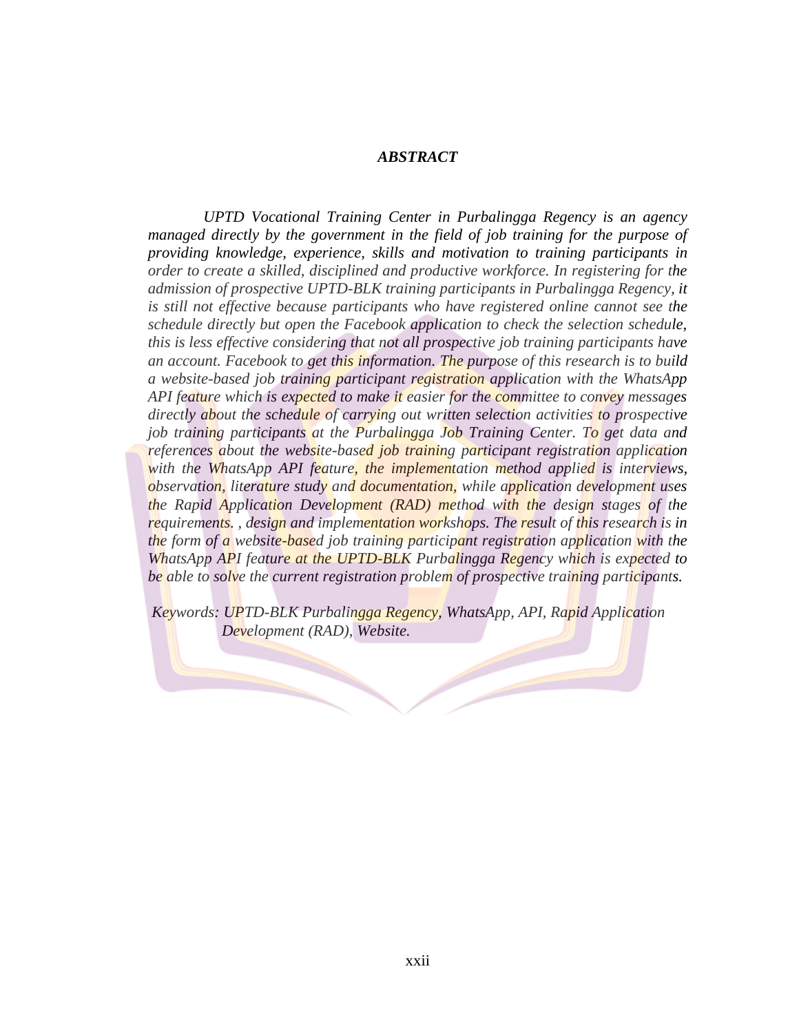# *ABSTRACT*

*UPTD Vocational Training Center in Purbalingga Regency is an agency managed directly by the government in the field of job training for the purpose of providing knowledge, experience, skills and motivation to training participants in order to create a skilled, disciplined and productive workforce. In registering for the admission of prospective UPTD-BLK training participants in Purbalingga Regency, it is still not effective because participants who have registered online cannot see the schedule directly but open the Facebook application to check the selection schedule, this is less effective considering that not all prospective job training participants have an account. Facebook to get this information. The purpose of this research is to build a website-based job training participant registration application with the WhatsApp API feature which is expected to make it easier for the committee to convey messages directly about the schedule of carrying out written selection activities to prospective job training participants at the Purbalingga Job Training Center. To get data and references about the website-based job training participant registration application with the WhatsApp API feature, the implementation method applied is interviews, observation, literature study and documentation, while application development uses the Rapid Application Development (RAD) method with the design stages of the requirements. , design and implementation workshops. The result of this research is in the form of a website-based job training participant registration application with the WhatsApp API feature at the UPTD-BLK Purbalingga Regency which is expected to be able to solve the current registration problem of prospective training participants.*

*Keywords: UPTD-BLK Purbalingga Regency, WhatsApp, API, Rapid Application Development (RAD), Website.*